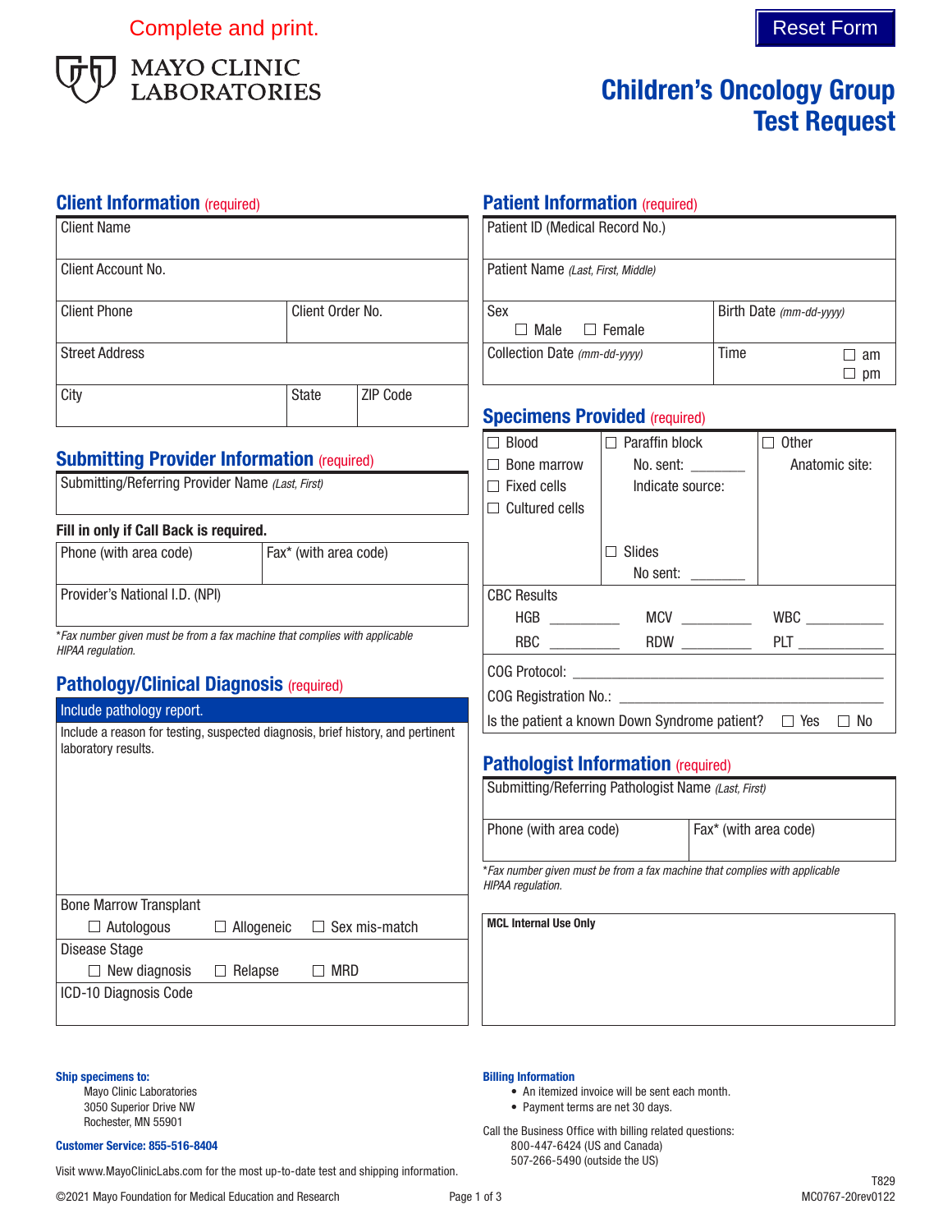Complete and print.

Reset Form

MAYO CLINIC LABORATORIES

# Children's Oncology Group Test Request

## Client Information (required)

| Client Name | | |
|---|---|---|
| Client Account No. | | |
| Client Phone | Client Order No. | |
| Street Address | | |
| City | State | ZIP Code |

## Submitting Provider Information (required)

Submitting/Referring Provider Name *(Last, First)*

**Fill in only if Call Back is required.**

| Phone (with area code) | Fax* (with area code) |
|---|---|
| Provider's National I.D. (NPI) | |

**Fax number given must be from a fax machine that complies with applicable HIPAA regulation.*

## Pathology/Clinical Diagnosis (required)

Include pathology report.

Include a reason for testing, suspected diagnosis, brief history, and pertinent laboratory results.

Bone Marrow Transplant
☐ Autologous ☐ Allogeneic ☐ Sex mis-match

Disease Stage
☐ New diagnosis ☐ Relapse ☐ MRD

ICD-10 Diagnosis Code

## Patient Information (required)

| Patient ID (Medical Record No.) | |
|---|---|
| Patient Name *(Last, First, Middle)* | |
| Sex ☐ Male ☐ Female | Birth Date *(mm-dd-yyyy)* |
| Collection Date *(mm-dd-yyyy)* | Time ☐ am ☐ pm |

## Specimens Provided (required)

| | | |
|---|---|---|
| ☐ Blood<br>☐ Bone marrow<br>☐ Fixed cells<br>☐ Cultured cells | ☐ Paraffin block<br>No. sent: _______<br>Indicate source:<br><br>☐ Slides<br>No sent: _______ | ☐ Other<br>Anatomic site: |

CBC Results

HGB _________ MCV _________ WBC _________

RBC _________ RDW _________ PLT _________

COG Protocol: ______________________

COG Registration No.: ______________________

Is the patient a known Down Syndrome patient? ☐ Yes ☐ No

## Pathologist Information (required)

Submitting/Referring Pathologist Name *(Last, First)*

| Phone (with area code) | Fax* (with area code) |
|---|---|

**Fax number given must be from a fax machine that complies with applicable HIPAA regulation.*

**MCL Internal Use Only**

**Ship specimens to:**
Mayo Clinic Laboratories
3050 Superior Drive NW
Rochester, MN 55901

**Customer Service: 855-516-8404**

Visit www.MayoClinicLabs.com for the most up-to-date test and shipping information.

**Billing Information**
- An itemized invoice will be sent each month.
- Payment terms are net 30 days.

Call the Business Office with billing related questions:
800-447-6424 (US and Canada)
507-266-5490 (outside the US)

©2021 Mayo Foundation for Medical Education and Research

T829
MC0767-20rev0122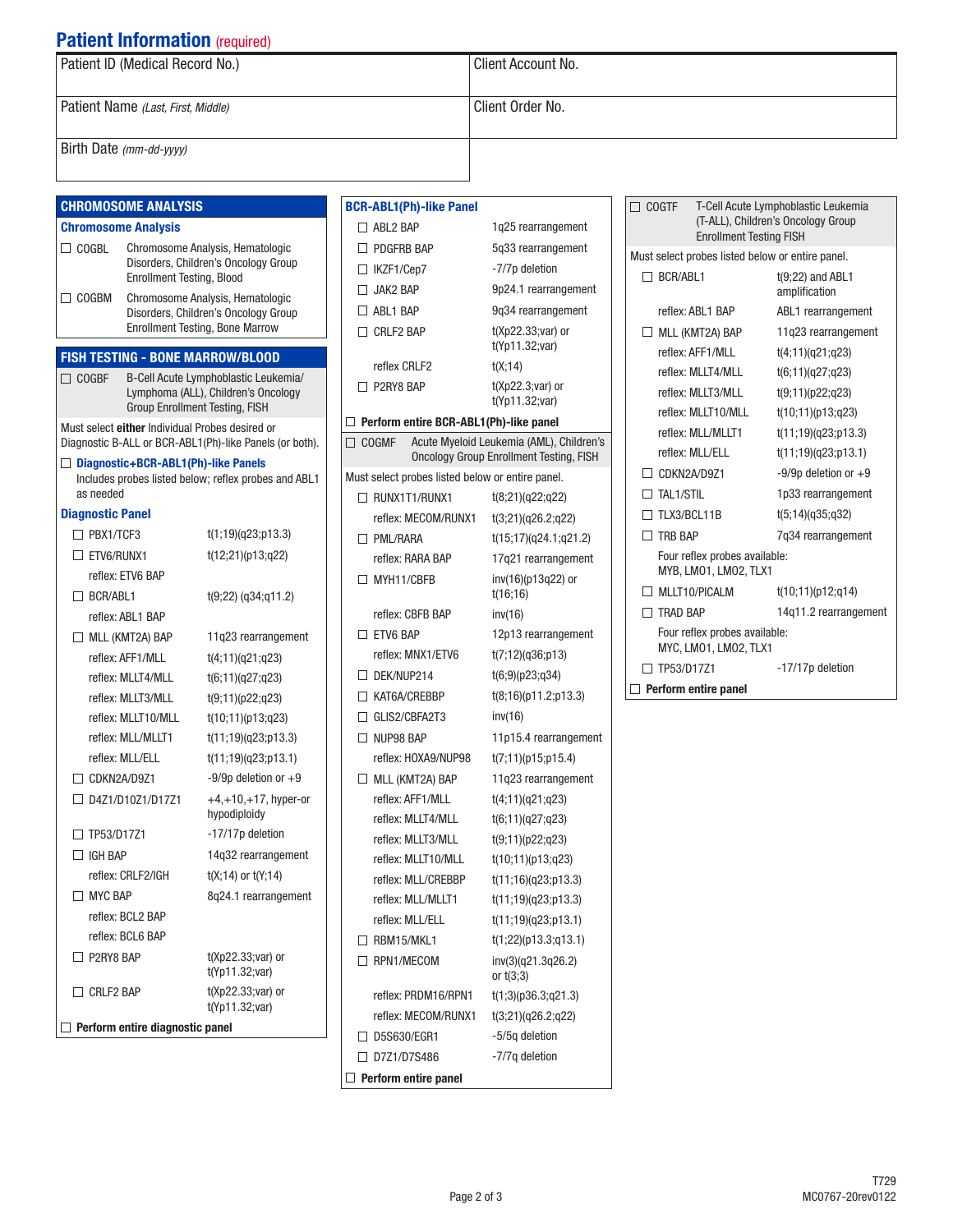## Patient Information (required)

| Patient ID (Medical Record No.) | Client Account No. |
| --- | --- |
| Patient Name *(Last, First, Middle)* | Client Order No. |
| Birth Date *(mm-dd-yyyy)* | |

## CHROMOSOME ANALYSIS

### Chromosome Analysis

- ☐ COGBL — Chromosome Analysis, Hematologic Disorders, Children's Oncology Group Enrollment Testing, Blood
- ☐ COGBM — Chromosome Analysis, Hematologic Disorders, Children's Oncology Group Enrollment Testing, Bone Marrow

## FISH TESTING - BONE MARROW/BLOOD

☐ COGBF — B-Cell Acute Lymphoblastic Leukemia/Lymphoma (ALL), Children's Oncology Group Enrollment Testing, FISH

Must select **either** Individual Probes desired or Diagnostic B-ALL or BCR-ABL1(Ph)-like Panels (or both).

☐ **Diagnostic+BCR-ABL1(Ph)-like Panels**
Includes probes listed below; reflex probes and ABL1 as needed

### Diagnostic Panel

| Probe | Description |
| --- | --- |
| ☐ PBX1/TCF3 | t(1;19)(q23;p13.3) |
| ☐ ETV6/RUNX1 | t(12;21)(p13;q22) |
| reflex: ETV6 BAP | |
| ☐ BCR/ABL1 | t(9;22) (q34;q11.2) |
| reflex: ABL1 BAP | |
| ☐ MLL (KMT2A) BAP | 11q23 rearrangement |
| reflex: AFF1/MLL | t(4;11)(q21;q23) |
| reflex: MLLT4/MLL | t(6;11)(q27;q23) |
| reflex: MLLT3/MLL | t(9;11)(p22;q23) |
| reflex: MLLT10/MLL | t(10;11)(p13;q23) |
| reflex: MLL/MLLT1 | t(11;19)(q23;p13.3) |
| reflex: MLL/ELL | t(11;19)(q23;p13.1) |
| ☐ CDKN2A/D9Z1 | -9/9p deletion or +9 |
| ☐ D4Z1/D10Z1/D17Z1 | +4,+10,+17, hyper-or hypodiploidy |
| ☐ TP53/D17Z1 | -17/17p deletion |
| ☐ IGH BAP | 14q32 rearrangement |
| reflex: CRLF2/IGH | t(X;14) or t(Y;14) |
| ☐ MYC BAP | 8q24.1 rearrangement |
| reflex: BCL2 BAP | |
| reflex: BCL6 BAP | |
| ☐ P2RY8 BAP | t(Xp22.33;var) or t(Yp11.32;var) |
| ☐ CRLF2 BAP | t(Xp22.33;var) or t(Yp11.32;var) |

☐ **Perform entire diagnostic panel**

### BCR-ABL1(Ph)-like Panel

| Probe | Description |
| --- | --- |
| ☐ ABL2 BAP | 1q25 rearrangement |
| ☐ PDGFRB BAP | 5q33 rearrangement |
| ☐ IKZF1/Cep7 | -7/7p deletion |
| ☐ JAK2 BAP | 9p24.1 rearrangement |
| ☐ ABL1 BAP | 9q34 rearrangement |
| ☐ CRLF2 BAP | t(Xp22.33;var) or t(Yp11.32;var) |
| reflex CRLF2 | t(X;14) |
| ☐ P2RY8 BAP | t(Xp22.3;var) or t(Yp11.32;var) |

☐ **Perform entire BCR-ABL1(Ph)-like panel**

---

☐ COGMF — Acute Myeloid Leukemia (AML), Children's Oncology Group Enrollment Testing, FISH

Must select probes listed below or entire panel.

| Probe | Description |
| --- | --- |
| ☐ RUNX1T1/RUNX1 | t(8;21)(q22;q22) |
| reflex: MECOM/RUNX1 | t(3;21)(q26.2;q22) |
| ☐ PML/RARA | t(15;17)(q24.1;q21.2) |
| reflex: RARA BAP | 17q21 rearrangement |
| ☐ MYH11/CBFB | inv(16)(p13q22) or t(16;16) |
| reflex: CBFB BAP | inv(16) |
| ☐ ETV6 BAP | 12p13 rearrangement |
| reflex: MNX1/ETV6 | t(7;12)(q36;p13) |
| ☐ DEK/NUP214 | t(6;9)(p23;q34) |
| ☐ KAT6A/CREBBP | t(8;16)(p11.2;p13.3) |
| ☐ GLIS2/CBFA2T3 | inv(16) |
| ☐ NUP98 BAP | 11p15.4 rearrangement |
| reflex: HOXA9/NUP98 | t(7;11)(p15;p15.4) |
| ☐ MLL (KMT2A) BAP | 11q23 rearrangement |
| reflex: AFF1/MLL | t(4;11)(q21;q23) |
| reflex: MLLT4/MLL | t(6;11)(q27;q23) |
| reflex: MLLT3/MLL | t(9;11)(p22;q23) |
| reflex: MLLT10/MLL | t(10;11)(p13;q23) |
| reflex: MLL/CREBBP | t(11;16)(q23;p13.3) |
| reflex: MLL/MLLT1 | t(11;19)(q23;p13.3) |
| reflex: MLL/ELL | t(11;19)(q23;p13.1) |
| ☐ RBM15/MKL1 | t(1;22)(p13.3;q13.1) |
| ☐ RPN1/MECOM | inv(3)(q21.3q26.2) or t(3;3) |
| reflex: PRDM16/RPN1 | t(1;3)(p36.3;q21.3) |
| reflex: MECOM/RUNX1 | t(3;21)(q26.2;q22) |
| ☐ D5S630/EGR1 | -5/5q deletion |
| ☐ D7Z1/D7S486 | -7/7q deletion |

☐ **Perform entire panel**

---

☐ COGTF — T-Cell Acute Lymphoblastic Leukemia (T-ALL), Children's Oncology Group Enrollment Testing FISH

Must select probes listed below or entire panel.

| Probe | Description |
| --- | --- |
| ☐ BCR/ABL1 | t(9;22) and ABL1 amplification |
| reflex: ABL1 BAP | ABL1 rearrangement |
| ☐ MLL (KMT2A) BAP | 11q23 rearrangement |
| reflex: AFF1/MLL | t(4;11)(q21;q23) |
| reflex: MLLT4/MLL | t(6;11)(q27;q23) |
| reflex: MLLT3/MLL | t(9;11)(p22;q23) |
| reflex: MLLT10/MLL | t(10;11)(p13;q23) |
| reflex: MLL/MLLT1 | t(11;19)(q23;p13.3) |
| reflex: MLL/ELL | t(11;19)(q23;p13.1) |
| ☐ CDKN2A/D9Z1 | -9/9p deletion or +9 |
| ☐ TAL1/STIL | 1p33 rearrangement |
| ☐ TLX3/BCL11B | t(5;14)(q35;q32) |
| ☐ TRB BAP | 7q34 rearrangement |
| Four reflex probes available: MYB, LMO1, LMO2, TLX1 | |
| ☐ MLLT10/PICALM | t(10;11)(p12;q14) |
| ☐ TRAD BAP | 14q11.2 rearrangement |
| Four reflex probes available: MYC, LMO1, LMO2, TLX1 | |
| ☐ TP53/D17Z1 | -17/17p deletion |

☐ **Perform entire panel**

T729
MC0767-20rev0122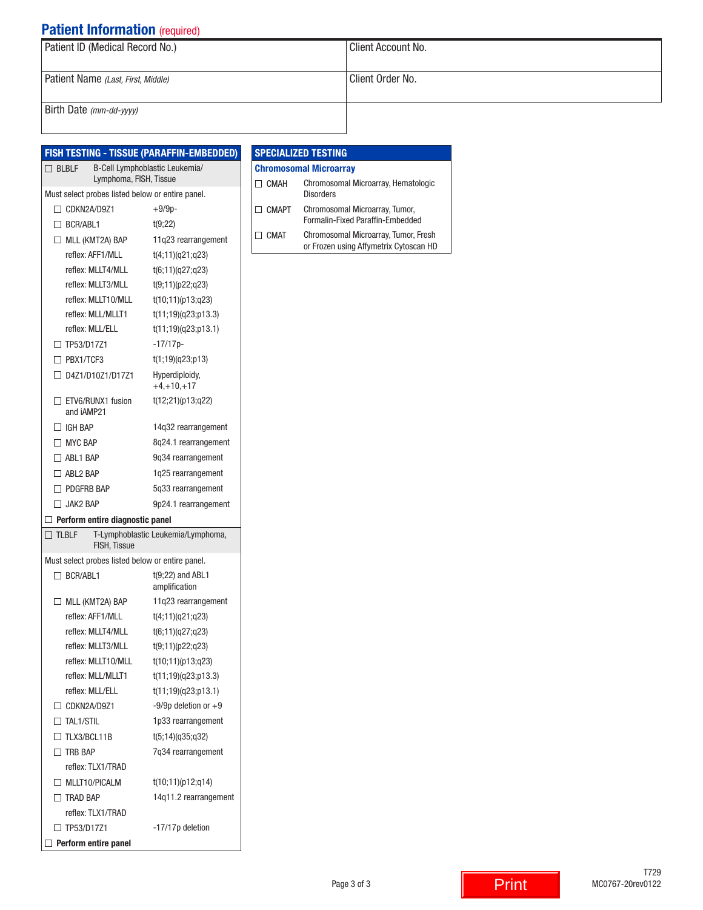## Patient Information (required)

| | |
|---|---|
| Patient ID (Medical Record No.) | Client Account No. |
| Patient Name *(Last, First, Middle)* | Client Order No. |
| Birth Date *(mm-dd-yyyy)* | |

## FISH TESTING - TISSUE (PARAFFIN-EMBEDDED)

☐ BLBLF — B-Cell Lymphoblastic Leukemia/Lymphoma, FISH, Tissue

Must select probes listed below or entire panel.

| | |
|---|---|
| ☐ CDKN2A/D9Z1 | +9/9p- |
| ☐ BCR/ABL1 | t(9;22) |
| ☐ MLL (KMT2A) BAP | 11q23 rearrangement |
| reflex: AFF1/MLL | t(4;11)(q21;q23) |
| reflex: MLLT4/MLL | t(6;11)(q27;q23) |
| reflex: MLLT3/MLL | t(9;11)(p22;q23) |
| reflex: MLLT10/MLL | t(10;11)(p13;q23) |
| reflex: MLL/MLLT1 | t(11;19)(q23;p13.3) |
| reflex: MLL/ELL | t(11;19)(q23;p13.1) |
| ☐ TP53/D17Z1 | -17/17p- |
| ☐ PBX1/TCF3 | t(1;19)(q23;p13) |
| ☐ D4Z1/D10Z1/D17Z1 | Hyperdiploidy, +4,+10,+17 |
| ☐ ETV6/RUNX1 fusion and iAMP21 | t(12;21)(p13;q22) |
| ☐ IGH BAP | 14q32 rearrangement |
| ☐ MYC BAP | 8q24.1 rearrangement |
| ☐ ABL1 BAP | 9q34 rearrangement |
| ☐ ABL2 BAP | 1q25 rearrangement |
| ☐ PDGFRB BAP | 5q33 rearrangement |
| ☐ JAK2 BAP | 9p24.1 rearrangement |

☐ **Perform entire diagnostic panel**

☐ TLBLF — T-Lymphoblastic Leukemia/Lymphoma, FISH, Tissue

Must select probes listed below or entire panel.

| | |
|---|---|
| ☐ BCR/ABL1 | t(9;22) and ABL1 amplification |
| ☐ MLL (KMT2A) BAP | 11q23 rearrangement |
| reflex: AFF1/MLL | t(4;11)(q21;q23) |
| reflex: MLLT4/MLL | t(6;11)(q27;q23) |
| reflex: MLLT3/MLL | t(9;11)(p22;q23) |
| reflex: MLLT10/MLL | t(10;11)(p13;q23) |
| reflex: MLL/MLLT1 | t(11;19)(q23;p13.3) |
| reflex: MLL/ELL | t(11;19)(q23;p13.1) |
| ☐ CDKN2A/D9Z1 | -9/9p deletion or +9 |
| ☐ TAL1/STIL | 1p33 rearrangement |
| ☐ TLX3/BCL11B | t(5;14)(q35;q32) |
| ☐ TRB BAP | 7q34 rearrangement |
| reflex: TLX1/TRAD | |
| ☐ MLLT10/PICALM | t(10;11)(p12;q14) |
| ☐ TRAD BAP | 14q11.2 rearrangement |
| reflex: TLX1/TRAD | |
| ☐ TP53/D17Z1 | -17/17p deletion |

☐ **Perform entire panel**

## SPECIALIZED TESTING

### Chromosomal Microarray

| | |
|---|---|
| ☐ CMAH | Chromosomal Microarray, Hematologic Disorders |
| ☐ CMAPT | Chromosomal Microarray, Tumor, Formalin-Fixed Paraffin-Embedded |
| ☐ CMAT | Chromosomal Microarray, Tumor, Fresh or Frozen using Affymetrix Cytoscan HD |

Print

T729
MC0767-20rev0122